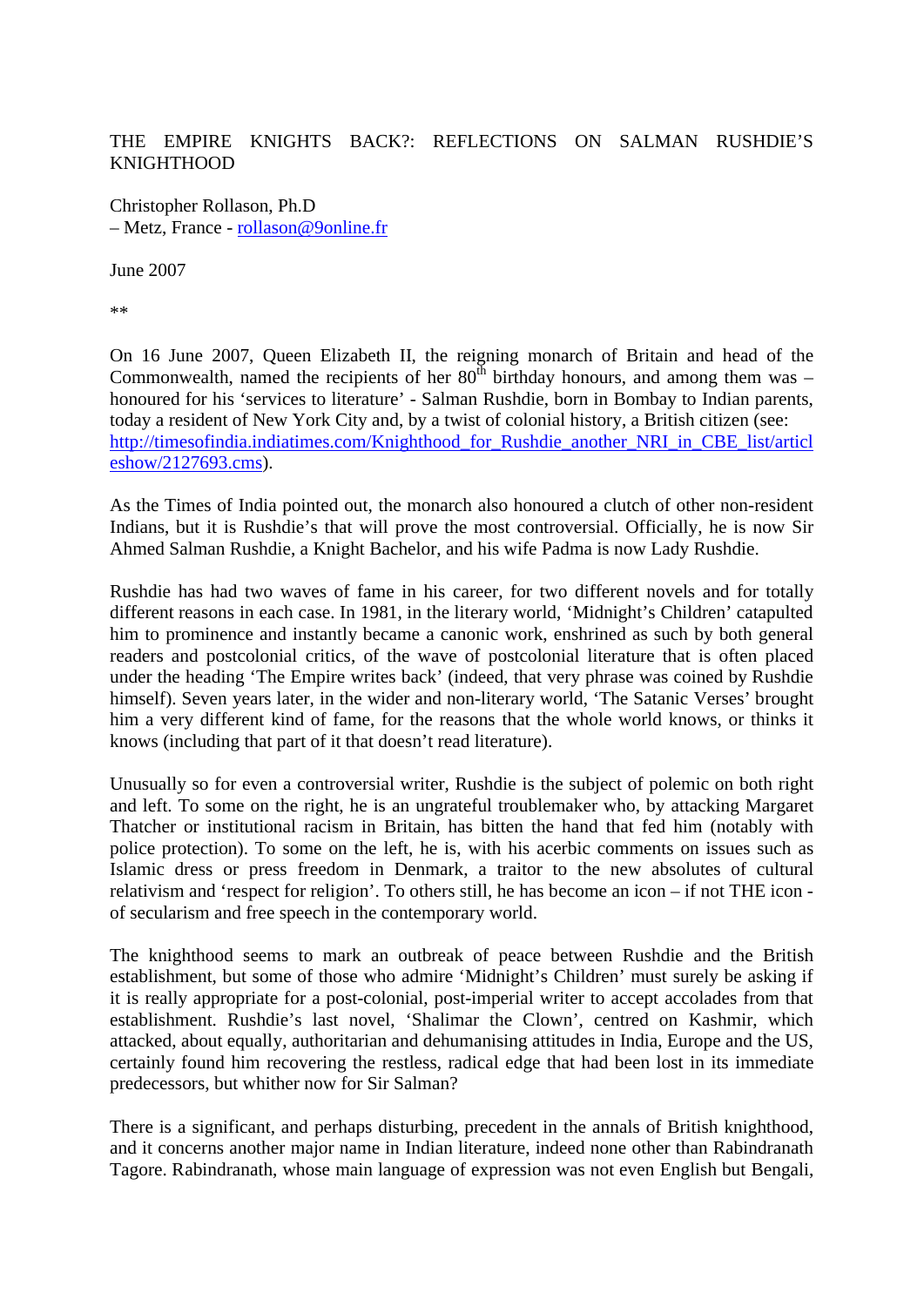# THE EMPIRE KNIGHTS BACK?: REFLECTIONS ON SALMAN RUSHDIE'S KNIGHTHOOD

Christopher Rollason, Ph.D
– Metz, France - rollason@9online.fr

June 2007

**

On 16 June 2007, Queen Elizabeth II, the reigning monarch of Britain and head of the Commonwealth, named the recipients of her 80th birthday honours, and among them was – honoured for his 'services to literature' - Salman Rushdie, born in Bombay to Indian parents, today a resident of New York City and, by a twist of colonial history, a British citizen (see: http://timesofindia.indiatimes.com/Knighthood_for_Rushdie_another_NRI_in_CBE_list/articleshow/2127693.cms).

As the Times of India pointed out, the monarch also honoured a clutch of other non-resident Indians, but it is Rushdie's that will prove the most controversial. Officially, he is now Sir Ahmed Salman Rushdie, a Knight Bachelor, and his wife Padma is now Lady Rushdie.

Rushdie has had two waves of fame in his career, for two different novels and for totally different reasons in each case. In 1981, in the literary world, 'Midnight's Children' catapulted him to prominence and instantly became a canonic work, enshrined as such by both general readers and postcolonial critics, of the wave of postcolonial literature that is often placed under the heading 'The Empire writes back' (indeed, that very phrase was coined by Rushdie himself). Seven years later, in the wider and non-literary world, 'The Satanic Verses' brought him a very different kind of fame, for the reasons that the whole world knows, or thinks it knows (including that part of it that doesn't read literature).

Unusually so for even a controversial writer, Rushdie is the subject of polemic on both right and left. To some on the right, he is an ungrateful troublemaker who, by attacking Margaret Thatcher or institutional racism in Britain, has bitten the hand that fed him (notably with police protection). To some on the left, he is, with his acerbic comments on issues such as Islamic dress or press freedom in Denmark, a traitor to the new absolutes of cultural relativism and 'respect for religion'. To others still, he has become an icon – if not THE icon - of secularism and free speech in the contemporary world.

The knighthood seems to mark an outbreak of peace between Rushdie and the British establishment, but some of those who admire 'Midnight's Children' must surely be asking if it is really appropriate for a post-colonial, post-imperial writer to accept accolades from that establishment. Rushdie's last novel, 'Shalimar the Clown', centred on Kashmir, which attacked, about equally, authoritarian and dehumanising attitudes in India, Europe and the US, certainly found him recovering the restless, radical edge that had been lost in its immediate predecessors, but whither now for Sir Salman?

There is a significant, and perhaps disturbing, precedent in the annals of British knighthood, and it concerns another major name in Indian literature, indeed none other than Rabindranath Tagore. Rabindranath, whose main language of expression was not even English but Bengali,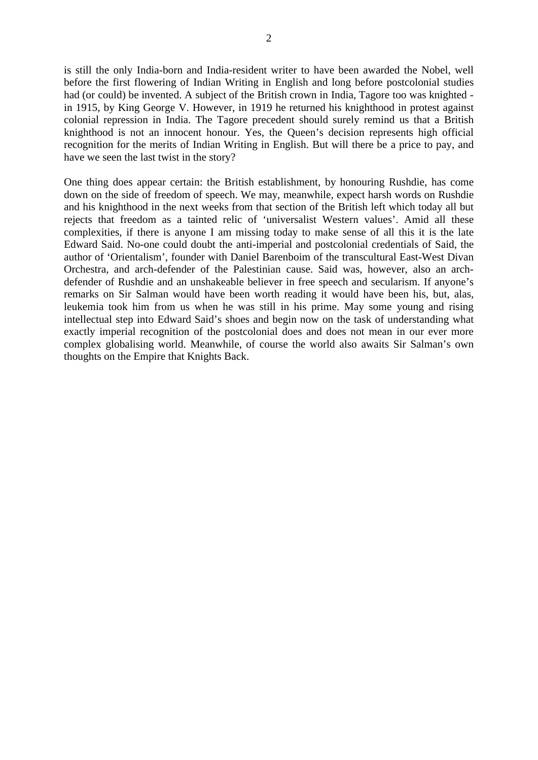is still the only India-born and India-resident writer to have been awarded the Nobel, well before the first flowering of Indian Writing in English and long before postcolonial studies had (or could) be invented. A subject of the British crown in India, Tagore too was knighted - in 1915, by King George V. However, in 1919 he returned his knighthood in protest against colonial repression in India. The Tagore precedent should surely remind us that a British knighthood is not an innocent honour. Yes, the Queen's decision represents high official recognition for the merits of Indian Writing in English. But will there be a price to pay, and have we seen the last twist in the story?

One thing does appear certain: the British establishment, by honouring Rushdie, has come down on the side of freedom of speech. We may, meanwhile, expect harsh words on Rushdie and his knighthood in the next weeks from that section of the British left which today all but rejects that freedom as a tainted relic of 'universalist Western values'. Amid all these complexities, if there is anyone I am missing today to make sense of all this it is the late Edward Said. No-one could doubt the anti-imperial and postcolonial credentials of Said, the author of 'Orientalism', founder with Daniel Barenboim of the transcultural East-West Divan Orchestra, and arch-defender of the Palestinian cause. Said was, however, also an arch-defender of Rushdie and an unshakeable believer in free speech and secularism. If anyone's remarks on Sir Salman would have been worth reading it would have been his, but, alas, leukemia took him from us when he was still in his prime. May some young and rising intellectual step into Edward Said's shoes and begin now on the task of understanding what exactly imperial recognition of the postcolonial does and does not mean in our ever more complex globalising world. Meanwhile, of course the world also awaits Sir Salman's own thoughts on the Empire that Knights Back.